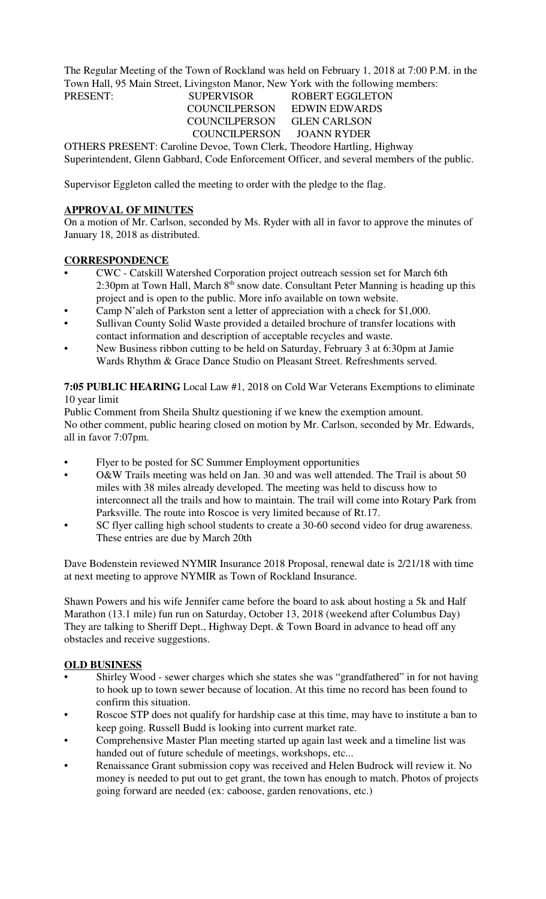The Regular Meeting of the Town of Rockland was held on February 1, 2018 at 7:00 P.M. in the Town Hall, 95 Main Street, Livingston Manor, New York with the following members:

PRESENT: SUPERVISOR ROBERT EGGLETON
COUNCILPERSON EDWIN EDWARDS
COUNCILPERSON GLEN CARLSON
COUNCILPERSON JOANN RYDER

OTHERS PRESENT: Caroline Devoe, Town Clerk, Theodore Hartling, Highway Superintendent, Glenn Gabbard, Code Enforcement Officer, and several members of the public.

Supervisor Eggleton called the meeting to order with the pledge to the flag.

**APPROVAL OF MINUTES**

On a motion of Mr. Carlson, seconded by Ms. Ryder with all in favor to approve the minutes of January 18, 2018 as distributed.

**CORRESPONDENCE**

- CWC - Catskill Watershed Corporation project outreach session set for March 6th 2:30pm at Town Hall, March 8th snow date. Consultant Peter Manning is heading up this project and is open to the public. More info available on town website.
- Camp N'aleh of Parkston sent a letter of appreciation with a check for $1,000.
- Sullivan County Solid Waste provided a detailed brochure of transfer locations with contact information and description of acceptable recycles and waste.
- New Business ribbon cutting to be held on Saturday, February 3 at 6:30pm at Jamie Wards Rhythm & Grace Dance Studio on Pleasant Street. Refreshments served.

**7:05 PUBLIC HEARING** Local Law #1, 2018 on Cold War Veterans Exemptions to eliminate 10 year limit

Public Comment from Sheila Shultz questioning if we knew the exemption amount.
No other comment, public hearing closed on motion by Mr. Carlson, seconded by Mr. Edwards, all in favor 7:07pm.

- Flyer to be posted for SC Summer Employment opportunities
- O&W Trails meeting was held on Jan. 30 and was well attended. The Trail is about 50 miles with 38 miles already developed. The meeting was held to discuss how to interconnect all the trails and how to maintain. The trail will come into Rotary Park from Parksville. The route into Roscoe is very limited because of Rt.17.
- SC flyer calling high school students to create a 30-60 second video for drug awareness. These entries are due by March 20th

Dave Bodenstein reviewed NYMIR Insurance 2018 Proposal, renewal date is 2/21/18 with time at next meeting to approve NYMIR as Town of Rockland Insurance.

Shawn Powers and his wife Jennifer came before the board to ask about hosting a 5k and Half Marathon (13.1 mile) fun run on Saturday, October 13, 2018 (weekend after Columbus Day) They are talking to Sheriff Dept., Highway Dept. & Town Board in advance to head off any obstacles and receive suggestions.

**OLD BUSINESS**

- Shirley Wood - sewer charges which she states she was "grandfathered" in for not having to hook up to town sewer because of location. At this time no record has been found to confirm this situation.
- Roscoe STP does not qualify for hardship case at this time, may have to institute a ban to keep going. Russell Budd is looking into current market rate.
- Comprehensive Master Plan meeting started up again last week and a timeline list was handed out of future schedule of meetings, workshops, etc...
- Renaissance Grant submission copy was received and Helen Budrock will review it. No money is needed to put out to get grant, the town has enough to match. Photos of projects going forward are needed (ex: caboose, garden renovations, etc.)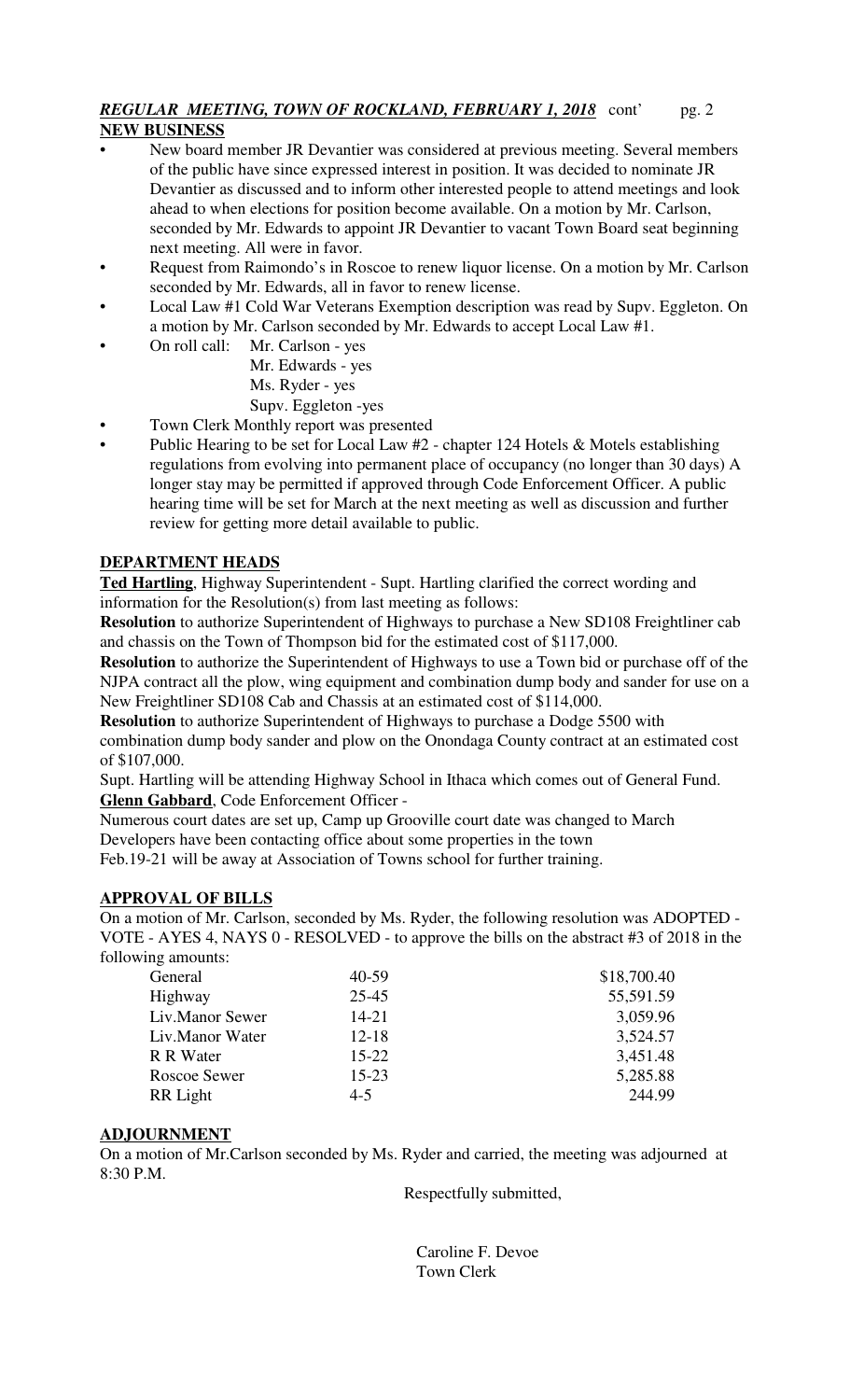***REGULAR MEETING, TOWN OF ROCKLAND, FEBRUARY 1, 2018*** cont' pg. 2

**NEW BUSINESS**

- New board member JR Devantier was considered at previous meeting. Several members of the public have since expressed interest in position. It was decided to nominate JR Devantier as discussed and to inform other interested people to attend meetings and look ahead to when elections for position become available. On a motion by Mr. Carlson, seconded by Mr. Edwards to appoint JR Devantier to vacant Town Board seat beginning next meeting. All were in favor.
- Request from Raimondo's in Roscoe to renew liquor license. On a motion by Mr. Carlson seconded by Mr. Edwards, all in favor to renew license.
- Local Law #1 Cold War Veterans Exemption description was read by Supv. Eggleton. On a motion by Mr. Carlson seconded by Mr. Edwards to accept Local Law #1.
- On roll call: Mr. Carlson - yes
  Mr. Edwards - yes
  Ms. Ryder - yes
  Supv. Eggleton -yes
- Town Clerk Monthly report was presented
- Public Hearing to be set for Local Law #2 - chapter 124 Hotels & Motels establishing regulations from evolving into permanent place of occupancy (no longer than 30 days) A longer stay may be permitted if approved through Code Enforcement Officer. A public hearing time will be set for March at the next meeting as well as discussion and further review for getting more detail available to public.

**DEPARTMENT HEADS**

**Ted Hartling**, Highway Superintendent - Supt. Hartling clarified the correct wording and information for the Resolution(s) from last meeting as follows:

**Resolution** to authorize Superintendent of Highways to purchase a New SD108 Freightliner cab and chassis on the Town of Thompson bid for the estimated cost of $117,000.

**Resolution** to authorize the Superintendent of Highways to use a Town bid or purchase off of the NJPA contract all the plow, wing equipment and combination dump body and sander for use on a New Freightliner SD108 Cab and Chassis at an estimated cost of $114,000.

**Resolution** to authorize Superintendent of Highways to purchase a Dodge 5500 with combination dump body sander and plow on the Onondaga County contract at an estimated cost of $107,000.

Supt. Hartling will be attending Highway School in Ithaca which comes out of General Fund.

**Glenn Gabbard**, Code Enforcement Officer -

Numerous court dates are set up, Camp up Grooville court date was changed to March

Developers have been contacting office about some properties in the town

Feb.19-21 will be away at Association of Towns school for further training.

**APPROVAL OF BILLS**

On a motion of Mr. Carlson, seconded by Ms. Ryder, the following resolution was ADOPTED - VOTE - AYES 4, NAYS 0 - RESOLVED - to approve the bills on the abstract #3 of 2018 in the following amounts:

| | | |
|---|---|---|
| General | 40-59 | $18,700.40 |
| Highway | 25-45 | 55,591.59 |
| Liv.Manor Sewer | 14-21 | 3,059.96 |
| Liv.Manor Water | 12-18 | 3,524.57 |
| R R Water | 15-22 | 3,451.48 |
| Roscoe Sewer | 15-23 | 5,285.88 |
| RR Light | 4-5 | 244.99 |

**ADJOURNMENT**

On a motion of Mr.Carlson seconded by Ms. Ryder and carried, the meeting was adjourned at 8:30 P.M.

Respectfully submitted,

Caroline F. Devoe
Town Clerk